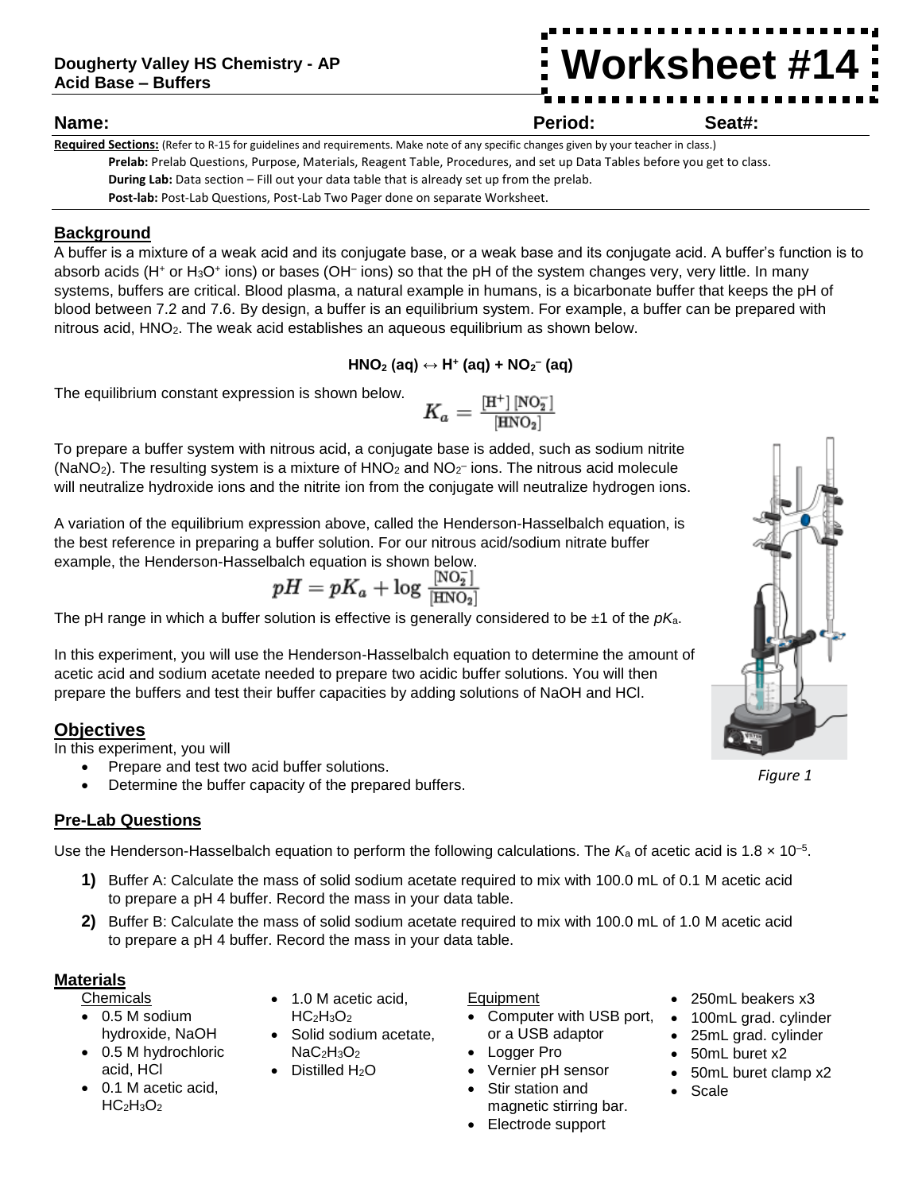**Dougherty Valley HS Chemistry - AP**
**Acid Base – Buffers**

# Worksheet #14

**Name:** **Period:** **Seat#:**

**Required Sections:** (Refer to R-15 for guidelines and requirements. Make note of any specific changes given by your teacher in class.)

- **Prelab:** Prelab Questions, Purpose, Materials, Reagent Table, Procedures, and set up Data Tables before you get to class.
- **During Lab:** Data section – Fill out your data table that is already set up from the prelab.
- **Post-lab:** Post-Lab Questions, Post-Lab Two Pager done on separate Worksheet.

## Background

A buffer is a mixture of a weak acid and its conjugate base, or a weak base and its conjugate acid. A buffer's function is to absorb acids ($H^+$ or $H_3O^+$ ions) or bases ($OH^-$ ions) so that the pH of the system changes very, very little. In many systems, buffers are critical. Blood plasma, a natural example in humans, is a bicarbonate buffer that keeps the pH of blood between 7.2 and 7.6. By design, a buffer is an equilibrium system. For example, a buffer can be prepared with nitrous acid, $HNO_2$. The weak acid establishes an aqueous equilibrium as shown below.

$$HNO_2\,(aq) \leftrightarrow H^+\,(aq) + NO_2^-\,(aq)$$

The equilibrium constant expression is shown below.

$$K_a = \frac{[H^+][NO_2^-]}{[HNO_2]}$$

To prepare a buffer system with nitrous acid, a conjugate base is added, such as sodium nitrite ($NaNO_2$). The resulting system is a mixture of $HNO_2$ and $NO_2^-$ ions. The nitrous acid molecule will neutralize hydroxide ions and the nitrite ion from the conjugate will neutralize hydrogen ions.

A variation of the equilibrium expression above, called the Henderson-Hasselbalch equation, is the best reference in preparing a buffer solution. For our nitrous acid/sodium nitrate buffer example, the Henderson-Hasselbalch equation is shown below.

$$pH = pK_a + \log\frac{[NO_2^-]}{[HNO_2]}$$

The pH range in which a buffer solution is effective is generally considered to be ±1 of the $pK_a$.

In this experiment, you will use the Henderson-Hasselbalch equation to determine the amount of acetic acid and sodium acetate needed to prepare two acidic buffer solutions. You will then prepare the buffers and test their buffer capacities by adding solutions of NaOH and HCl.

*Figure 1*

## Objectives

In this experiment, you will

- Prepare and test two acid buffer solutions.
- Determine the buffer capacity of the prepared buffers.

## Pre-Lab Questions

Use the Henderson-Hasselbalch equation to perform the following calculations. The $K_a$ of acetic acid is $1.8 \times 10^{-5}$.

1) Buffer A: Calculate the mass of solid sodium acetate required to mix with 100.0 mL of 0.1 M acetic acid to prepare a pH 4 buffer. Record the mass in your data table.
2) Buffer B: Calculate the mass of solid sodium acetate required to mix with 100.0 mL of 1.0 M acetic acid to prepare a pH 4 buffer. Record the mass in your data table.

## Materials

Chemicals

- 0.5 M sodium hydroxide, NaOH
- 0.5 M hydrochloric acid, HCl
- 0.1 M acetic acid, $HC_2H_3O_2$
- 1.0 M acetic acid, $HC_2H_3O_2$
- Solid sodium acetate, $NaC_2H_3O_2$
- Distilled $H_2O$

Equipment

- Computer with USB port, or a USB adaptor
- Logger Pro
- Vernier pH sensor
- Stir station and magnetic stirring bar.
- Electrode support
- 250mL beakers x3
- 100mL grad. cylinder
- 25mL grad. cylinder
- 50mL buret x2
- 50mL buret clamp x2
- Scale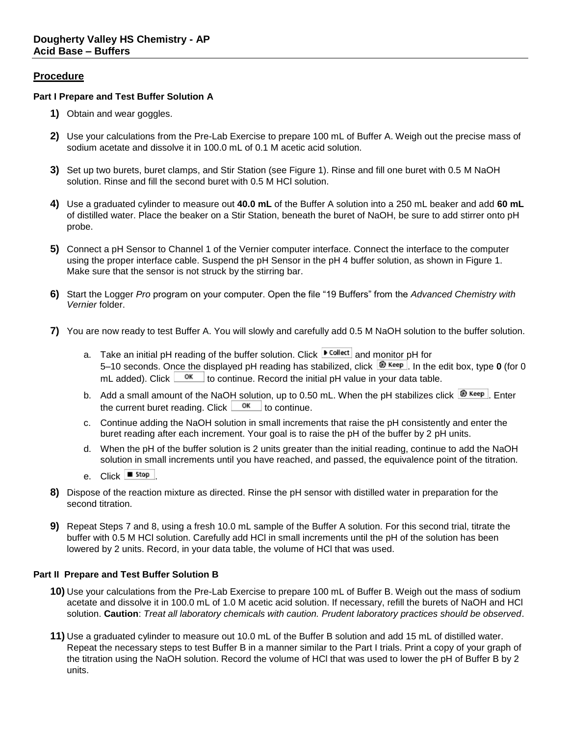**Dougherty Valley HS Chemistry - AP**
**Acid Base – Buffers**

## Procedure

### Part I Prepare and Test Buffer Solution A

1) Obtain and wear goggles.

2) Use your calculations from the Pre-Lab Exercise to prepare 100 mL of Buffer A. Weigh out the precise mass of sodium acetate and dissolve it in 100.0 mL of 0.1 M acetic acid solution.

3) Set up two burets, buret clamps, and Stir Station (see Figure 1). Rinse and fill one buret with 0.5 M NaOH solution. Rinse and fill the second buret with 0.5 M HCl solution.

4) Use a graduated cylinder to measure out **40.0 mL** of the Buffer A solution into a 250 mL beaker and add **60 mL** of distilled water. Place the beaker on a Stir Station, beneath the buret of NaOH, be sure to add stirrer onto pH probe.

5) Connect a pH Sensor to Channel 1 of the Vernier computer interface. Connect the interface to the computer using the proper interface cable. Suspend the pH Sensor in the pH 4 buffer solution, as shown in Figure 1. Make sure that the sensor is not struck by the stirring bar.

6) Start the Logger *Pro* program on your computer. Open the file "19 Buffers" from the *Advanced Chemistry with Vernier* folder.

7) You are now ready to test Buffer A. You will slowly and carefully add 0.5 M NaOH solution to the buffer solution.

   a. Take an initial pH reading of the buffer solution. Click **Collect** and monitor pH for 5–10 seconds. Once the displayed pH reading has stabilized, click **Keep**. In the edit box, type **0** (for 0 mL added). Click **OK** to continue. Record the initial pH value in your data table.

   b. Add a small amount of the NaOH solution, up to 0.50 mL. When the pH stabilizes click **Keep**. Enter the current buret reading. Click **OK** to continue.

   c. Continue adding the NaOH solution in small increments that raise the pH consistently and enter the buret reading after each increment. Your goal is to raise the pH of the buffer by 2 pH units.

   d. When the pH of the buffer solution is 2 units greater than the initial reading, continue to add the NaOH solution in small increments until you have reached, and passed, the equivalence point of the titration.

   e. Click **Stop**.

8) Dispose of the reaction mixture as directed. Rinse the pH sensor with distilled water in preparation for the second titration.

9) Repeat Steps 7 and 8, using a fresh 10.0 mL sample of the Buffer A solution. For this second trial, titrate the buffer with 0.5 M HCl solution. Carefully add HCl in small increments until the pH of the solution has been lowered by 2 units. Record, in your data table, the volume of HCl that was used.

### Part II Prepare and Test Buffer Solution B

10) Use your calculations from the Pre-Lab Exercise to prepare 100 mL of Buffer B. Weigh out the mass of sodium acetate and dissolve it in 100.0 mL of 1.0 M acetic acid solution. If necessary, refill the burets of NaOH and HCl solution. **Caution**: *Treat all laboratory chemicals with caution. Prudent laboratory practices should be observed*.

11) Use a graduated cylinder to measure out 10.0 mL of the Buffer B solution and add 15 mL of distilled water. Repeat the necessary steps to test Buffer B in a manner similar to the Part I trials. Print a copy of your graph of the titration using the NaOH solution. Record the volume of HCl that was used to lower the pH of Buffer B by 2 units.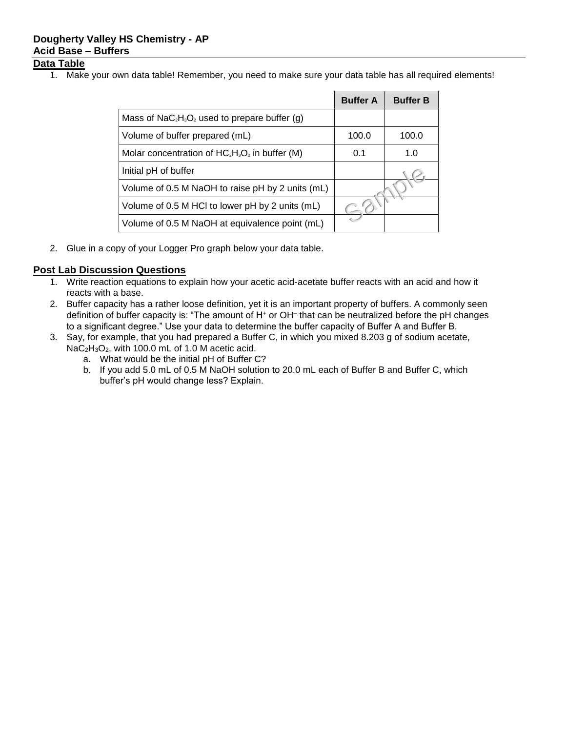**Dougherty Valley HS Chemistry - AP**
**Acid Base – Buffers**

## Data Table

1. Make your own data table! Remember, you need to make sure your data table has all required elements!

| | Buffer A | Buffer B |
|---|---|---|
| Mass of $NaC_2H_3O_2$ used to prepare buffer (g) | | |
| Volume of buffer prepared (mL) | 100.0 | 100.0 |
| Molar concentration of $HC_2H_3O_2$ in buffer (M) | 0.1 | 1.0 |
| Initial pH of buffer | | |
| Volume of 0.5 M NaOH to raise pH by 2 units (mL) | | |
| Volume of 0.5 M HCl to lower pH by 2 units (mL) | | |
| Volume of 0.5 M NaOH at equivalence point (mL) | | |

Sample

2. Glue in a copy of your Logger Pro graph below your data table.

## Post Lab Discussion Questions

1. Write reaction equations to explain how your acetic acid-acetate buffer reacts with an acid and how it reacts with a base.
2. Buffer capacity has a rather loose definition, yet it is an important property of buffers. A commonly seen definition of buffer capacity is: "The amount of $H^+$ or $OH^-$ that can be neutralized before the pH changes to a significant degree." Use your data to determine the buffer capacity of Buffer A and Buffer B.
3. Say, for example, that you had prepared a Buffer C, in which you mixed 8.203 g of sodium acetate, $NaC_2H_3O_2$, with 100.0 mL of 1.0 M acetic acid.
   a. What would be the initial pH of Buffer C?
   b. If you add 5.0 mL of 0.5 M NaOH solution to 20.0 mL each of Buffer B and Buffer C, which buffer's pH would change less? Explain.